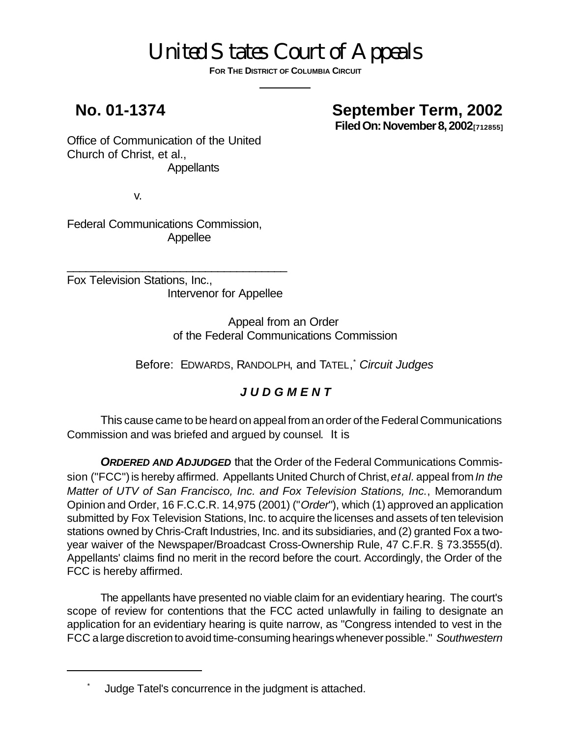# United States Court of Appeals

**FOR THE DISTRICT OF COLUMBIA CIRCUIT**

---

**No. 01-1374**

**September Term, 2002**

**Filed On: November 8, 2002[712855]**

Office of Communication of the United Church of Christ, et al.,
Appellants

v.

Federal Communications Commission,
Appellee

---

Fox Television Stations, Inc.,
Intervenor for Appellee

Appeal from an Order
of the Federal Communications Commission

Before: EDWARDS, RANDOLPH, and TATEL,* *Circuit Judges*

## ***JUDGMENT***

This cause came to be heard on appeal from an order of the Federal Communications Commission and was briefed and argued by counsel. It is

***ORDERED AND ADJUDGED*** that the Order of the Federal Communications Commission ("FCC") is hereby affirmed. Appellants United Church of Christ, *et al.* appeal from *In the Matter of UTV of San Francisco, Inc. and Fox Television Stations, Inc.*, Memorandum Opinion and Order, 16 F.C.C.R. 14,975 (2001) ("*Order*"), which (1) approved an application submitted by Fox Television Stations, Inc. to acquire the licenses and assets of ten television stations owned by Chris-Craft Industries, Inc. and its subsidiaries, and (2) granted Fox a two-year waiver of the Newspaper/Broadcast Cross-Ownership Rule, 47 C.F.R. § 73.3555(d). Appellants' claims find no merit in the record before the court. Accordingly, the Order of the FCC is hereby affirmed.

The appellants have presented no viable claim for an evidentiary hearing. The court's scope of review for contentions that the FCC acted unlawfully in failing to designate an application for an evidentiary hearing is quite narrow, as "Congress intended to vest in the FCC a large discretion to avoid time-consuming hearings whenever possible." *Southwestern*

---

* Judge Tatel's concurrence in the judgment is attached.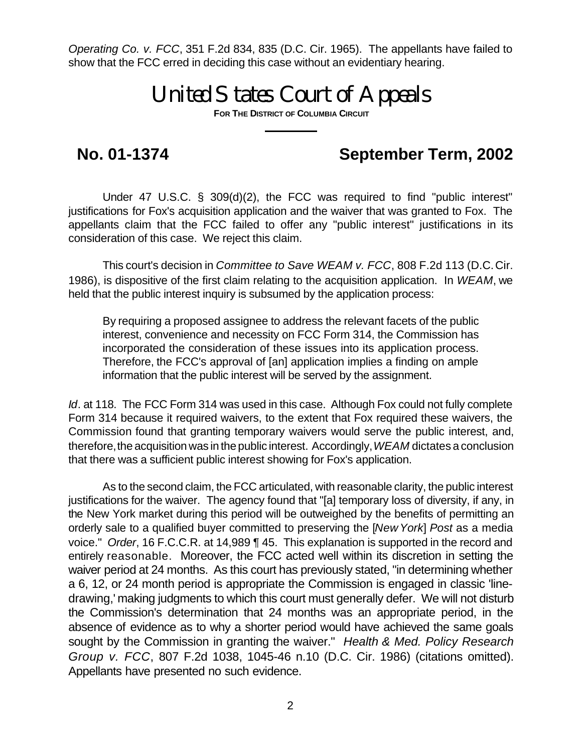*Operating Co. v. FCC*, 351 F.2d 834, 835 (D.C. Cir. 1965). The appellants have failed to show that the FCC erred in deciding this case without an evidentiary hearing.

# United States Court of Appeals

**For The District of Columbia Circuit**

## No. 01-1374 September Term, 2002

Under 47 U.S.C. § 309(d)(2), the FCC was required to find "public interest" justifications for Fox's acquisition application and the waiver that was granted to Fox. The appellants claim that the FCC failed to offer any "public interest" justifications in its consideration of this case. We reject this claim.

This court's decision in *Committee to Save WEAM v. FCC*, 808 F.2d 113 (D.C. Cir. 1986), is dispositive of the first claim relating to the acquisition application. In *WEAM*, we held that the public interest inquiry is subsumed by the application process:

> By requiring a proposed assignee to address the relevant facets of the public interest, convenience and necessity on FCC Form 314, the Commission has incorporated the consideration of these issues into its application process. Therefore, the FCC's approval of [an] application implies a finding on ample information that the public interest will be served by the assignment.

*Id*. at 118. The FCC Form 314 was used in this case. Although Fox could not fully complete Form 314 because it required waivers, to the extent that Fox required these waivers, the Commission found that granting temporary waivers would serve the public interest, and, therefore, the acquisition was in the public interest. Accordingly, *WEAM* dictates a conclusion that there was a sufficient public interest showing for Fox's application.

As to the second claim, the FCC articulated, with reasonable clarity, the public interest justifications for the waiver. The agency found that "[a] temporary loss of diversity, if any, in the New York market during this period will be outweighed by the benefits of permitting an orderly sale to a qualified buyer committed to preserving the [*New York*] *Post* as a media voice." *Order*, 16 F.C.C.R. at 14,989 ¶ 45. This explanation is supported in the record and entirely reasonable. Moreover, the FCC acted well within its discretion in setting the waiver period at 24 months. As this court has previously stated, "in determining whether a 6, 12, or 24 month period is appropriate the Commission is engaged in classic 'line-drawing,' making judgments to which this court must generally defer. We will not disturb the Commission's determination that 24 months was an appropriate period, in the absence of evidence as to why a shorter period would have achieved the same goals sought by the Commission in granting the waiver." *Health & Med. Policy Research Group v. FCC*, 807 F.2d 1038, 1045-46 n.10 (D.C. Cir. 1986) (citations omitted). Appellants have presented no such evidence.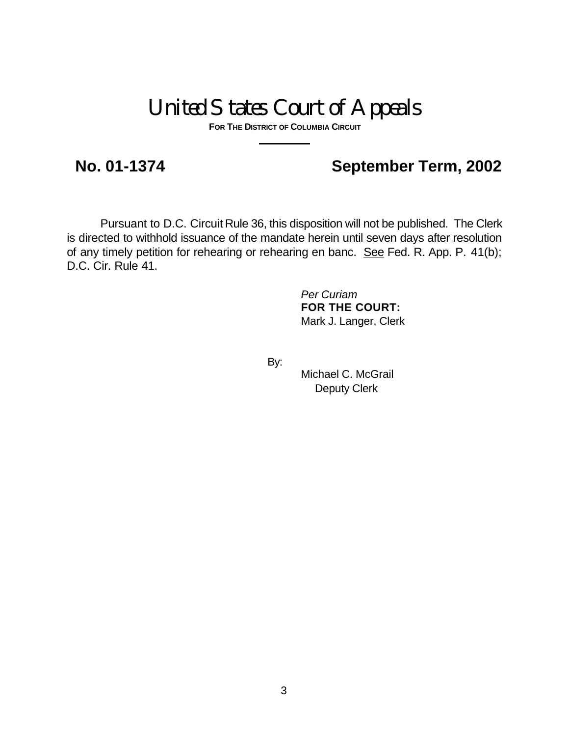# United States Court of Appeals

**FOR THE DISTRICT OF COLUMBIA CIRCUIT**

**No. 01-1374** **September Term, 2002**

Pursuant to D.C. Circuit Rule 36, this disposition will not be published. The Clerk is directed to withhold issuance of the mandate herein until seven days after resolution of any timely petition for rehearing or rehearing en banc. See Fed. R. App. P. 41(b); D.C. Cir. Rule 41.

*Per Curiam*
**FOR THE COURT:**
Mark J. Langer, Clerk

By:
Michael C. McGrail
Deputy Clerk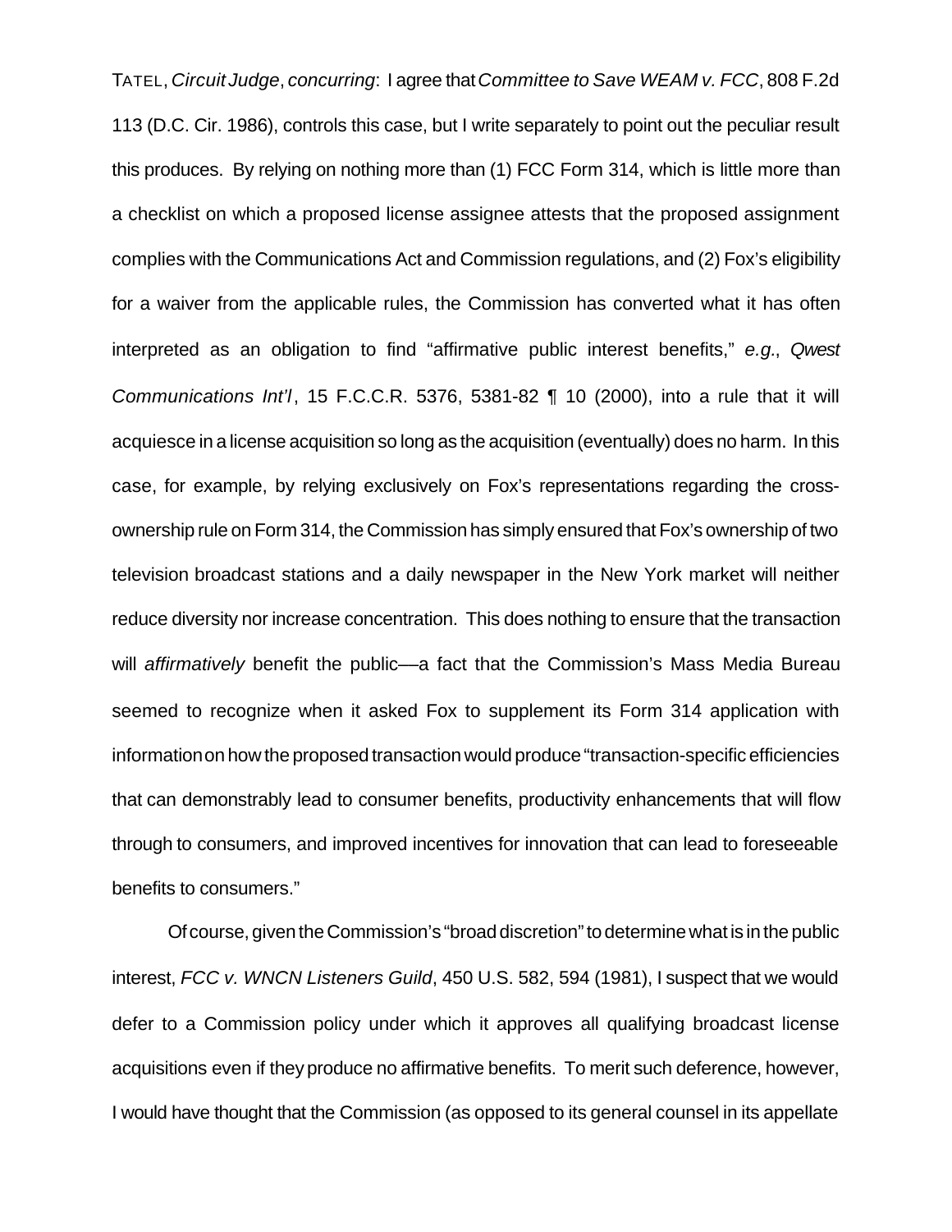TATEL, *Circuit Judge*, *concurring*: I agree that *Committee to Save WEAM v. FCC*, 808 F.2d 113 (D.C. Cir. 1986), controls this case, but I write separately to point out the peculiar result this produces. By relying on nothing more than (1) FCC Form 314, which is little more than a checklist on which a proposed license assignee attests that the proposed assignment complies with the Communications Act and Commission regulations, and (2) Fox's eligibility for a waiver from the applicable rules, the Commission has converted what it has often interpreted as an obligation to find "affirmative public interest benefits," *e.g.*, *Qwest Communications Int'l*, 15 F.C.C.R. 5376, 5381-82 ¶ 10 (2000), into a rule that it will acquiesce in a license acquisition so long as the acquisition (eventually) does no harm. In this case, for example, by relying exclusively on Fox's representations regarding the cross-ownership rule on Form 314, the Commission has simply ensured that Fox's ownership of two television broadcast stations and a daily newspaper in the New York market will neither reduce diversity nor increase concentration. This does nothing to ensure that the transaction will *affirmatively* benefit the public—a fact that the Commission's Mass Media Bureau seemed to recognize when it asked Fox to supplement its Form 314 application with information on how the proposed transaction would produce "transaction-specific efficiencies that can demonstrably lead to consumer benefits, productivity enhancements that will flow through to consumers, and improved incentives for innovation that can lead to foreseeable benefits to consumers."

Of course, given the Commission's "broad discretion" to determine what is in the public interest, *FCC v. WNCN Listeners Guild*, 450 U.S. 582, 594 (1981), I suspect that we would defer to a Commission policy under which it approves all qualifying broadcast license acquisitions even if they produce no affirmative benefits. To merit such deference, however, I would have thought that the Commission (as opposed to its general counsel in its appellate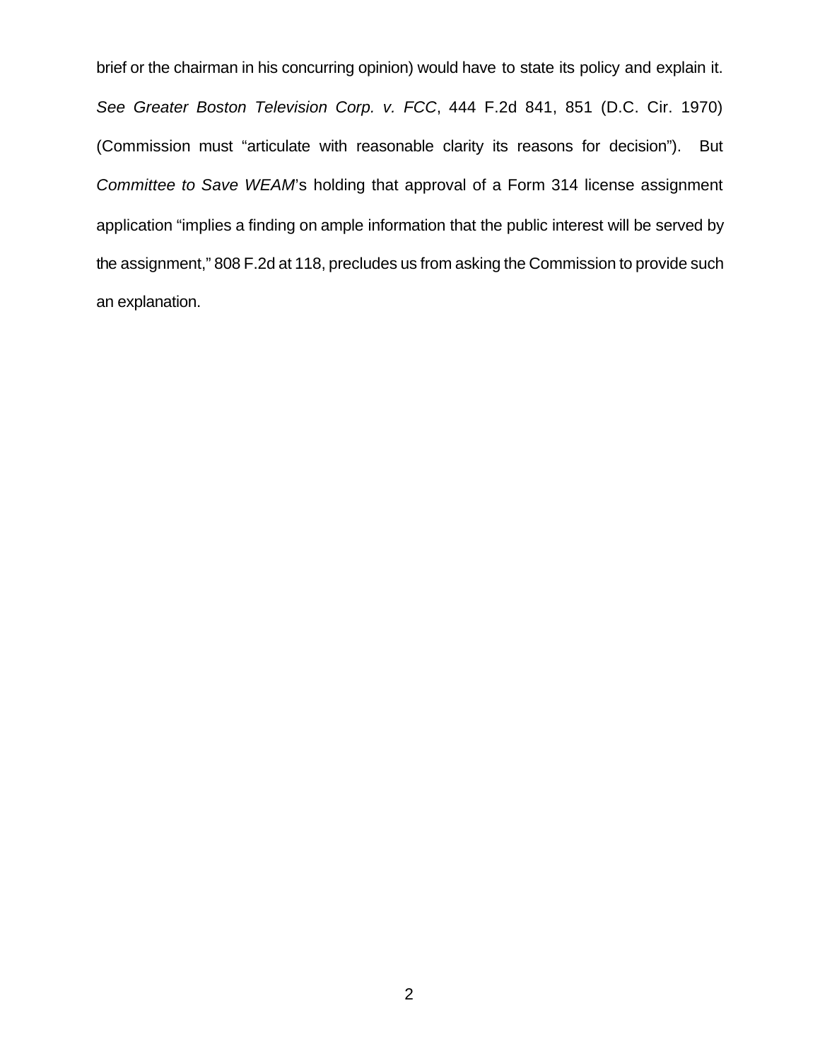brief or the chairman in his concurring opinion) would have to state its policy and explain it. *See Greater Boston Television Corp. v. FCC*, 444 F.2d 841, 851 (D.C. Cir. 1970) (Commission must "articulate with reasonable clarity its reasons for decision"). But *Committee to Save WEAM*'s holding that approval of a Form 314 license assignment application "implies a finding on ample information that the public interest will be served by the assignment," 808 F.2d at 118, precludes us from asking the Commission to provide such an explanation.